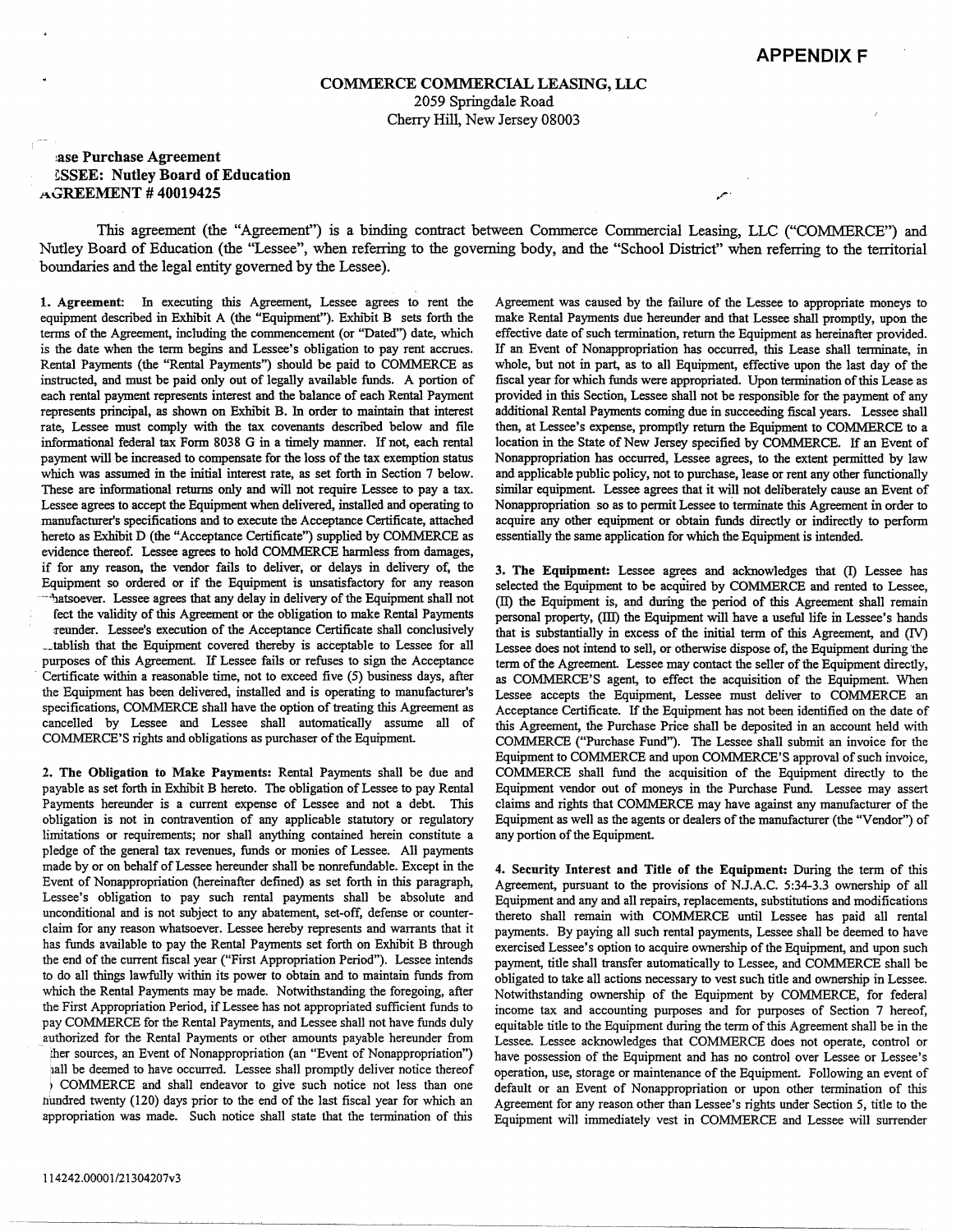**APPENDIX F**

**COMMERCE COMMERCIAL LEASING, LLC**
2059 Springdale Road
Cherry Hill, New Jersey 08003

**ase Purchase Agreement**
**ESSEE: Nutley Board of Education**
**AGREEMENT # 40019425**

This agreement (the "Agreement") is a binding contract between Commerce Commercial Leasing, LLC ("COMMERCE") and Nutley Board of Education (the "Lessee", when referring to the governing body, and the "School District" when referring to the territorial boundaries and the legal entity governed by the Lessee).

**1. Agreement:** In executing this Agreement, Lessee agrees to rent the equipment described in Exhibit A (the "Equipment"). Exhibit B sets forth the terms of the Agreement, including the commencement (or "Dated") date, which is the date when the term begins and Lessee's obligation to pay rent accrues. Rental Payments (the "Rental Payments") should be paid to COMMERCE as instructed, and must be paid only out of legally available funds. A portion of each rental payment represents interest and the balance of each Rental Payment represents principal, as shown on Exhibit B. In order to maintain that interest rate, Lessee must comply with the tax covenants described below and file informational federal tax Form 8038 G in a timely manner. If not, each rental payment will be increased to compensate for the loss of the tax exemption status which was assumed in the initial interest rate, as set forth in Section 7 below. These are informational returns only and will not require Lessee to pay a tax. Lessee agrees to accept the Equipment when delivered, installed and operating to manufacturer's specifications and to execute the Acceptance Certificate, attached hereto as Exhibit D (the "Acceptance Certificate") supplied by COMMERCE as evidence thereof. Lessee agrees to hold COMMERCE harmless from damages, if for any reason, the vendor fails to deliver, or delays in delivery of, the Equipment so ordered or if the Equipment is unsatisfactory for any reason whatsoever. Lessee agrees that any delay in delivery of the Equipment shall not affect the validity of this Agreement or the obligation to make Rental Payments hereunder. Lessee's execution of the Acceptance Certificate shall conclusively establish that the Equipment covered thereby is acceptable to Lessee for all purposes of this Agreement. If Lessee fails or refuses to sign the Acceptance Certificate within a reasonable time, not to exceed five (5) business days, after the Equipment has been delivered, installed and is operating to manufacturer's specifications, COMMERCE shall have the option of treating this Agreement as cancelled by Lessee and Lessee shall automatically assume all of COMMERCE'S rights and obligations as purchaser of the Equipment.

**2. The Obligation to Make Payments:** Rental Payments shall be due and payable as set forth in Exhibit B hereto. The obligation of Lessee to pay Rental Payments hereunder is a current expense of Lessee and not a debt. This obligation is not in contravention of any applicable statutory or regulatory limitations or requirements; nor shall anything contained herein constitute a pledge of the general tax revenues, funds or monies of Lessee. All payments made by or on behalf of Lessee hereunder shall be nonrefundable. Except in the Event of Nonappropriation (hereinafter defined) as set forth in this paragraph, Lessee's obligation to pay such rental payments shall be absolute and unconditional and is not subject to any abatement, set-off, defense or counter-claim for any reason whatsoever. Lessee hereby represents and warrants that it has funds available to pay the Rental Payments set forth on Exhibit B through the end of the current fiscal year ("First Appropriation Period"). Lessee intends to do all things lawfully within its power to obtain and to maintain funds from which the Rental Payments may be made. Notwithstanding the foregoing, after the First Appropriation Period, if Lessee has not appropriated sufficient funds to pay COMMERCE for the Rental Payments, and Lessee shall not have funds duly authorized for the Rental Payments or other amounts payable hereunder from other sources, an Event of Nonappropriation (an "Event of Nonappropriation") shall be deemed to have occurred. Lessee shall promptly deliver notice thereof to COMMERCE and shall endeavor to give such notice not less than one hundred twenty (120) days prior to the end of the last fiscal year for which an appropriation was made. Such notice shall state that the termination of this Agreement was caused by the failure of the Lessee to appropriate moneys to make Rental Payments due hereunder and that Lessee shall promptly, upon the effective date of such termination, return the Equipment as hereinafter provided. If an Event of Nonappropriation has occurred, this Lease shall terminate, in whole, but not in part, as to all Equipment, effective upon the last day of the fiscal year for which funds were appropriated. Upon termination of this Lease as provided in this Section, Lessee shall not be responsible for the payment of any additional Rental Payments coming due in succeeding fiscal years. Lessee shall then, at Lessee's expense, promptly return the Equipment to COMMERCE to a location in the State of New Jersey specified by COMMERCE. If an Event of Nonappropriation has occurred, Lessee agrees, to the extent permitted by law and applicable public policy, not to purchase, lease or rent any other functionally similar equipment. Lessee agrees that it will not deliberately cause an Event of Nonappropriation so as to permit Lessee to terminate this Agreement in order to acquire any other equipment or obtain funds directly or indirectly to perform essentially the same application for which the Equipment is intended.

**3. The Equipment:** Lessee agrees and acknowledges that (I) Lessee has selected the Equipment to be acquired by COMMERCE and rented to Lessee, (II) the Equipment is, and during the period of this Agreement shall remain personal property, (III) the Equipment will have a useful life in Lessee's hands that is substantially in excess of the initial term of this Agreement, and (IV) Lessee does not intend to sell, or otherwise dispose of, the Equipment during the term of the Agreement. Lessee may contact the seller of the Equipment directly, as COMMERCE'S agent, to effect the acquisition of the Equipment. When Lessee accepts the Equipment, Lessee must deliver to COMMERCE an Acceptance Certificate. If the Equipment has not been identified on the date of this Agreement, the Purchase Price shall be deposited in an account held with COMMERCE ("Purchase Fund"). The Lessee shall submit an invoice for the Equipment to COMMERCE and upon COMMERCE'S approval of such invoice, COMMERCE shall fund the acquisition of the Equipment directly to the Equipment vendor out of moneys in the Purchase Fund. Lessee may assert claims and rights that COMMERCE may have against any manufacturer of the Equipment as well as the agents or dealers of the manufacturer (the "Vendor") of any portion of the Equipment.

**4. Security Interest and Title of the Equipment:** During the term of this Agreement, pursuant to the provisions of N.J.A.C. 5:34-3.3 ownership of all Equipment and any and all repairs, replacements, substitutions and modifications thereto shall remain with COMMERCE until Lessee has paid all rental payments. By paying all such rental payments, Lessee shall be deemed to have exercised Lessee's option to acquire ownership of the Equipment, and upon such payment, title shall transfer automatically to Lessee, and COMMERCE shall be obligated to take all actions necessary to vest such title and ownership in Lessee. Notwithstanding ownership of the Equipment by COMMERCE, for federal income tax and accounting purposes and for purposes of Section 7 hereof, equitable title to the Equipment during the term of this Agreement shall be in the Lessee. Lessee acknowledges that COMMERCE does not operate, control or have possession of the Equipment and has no control over Lessee or Lessee's operation, use, storage or maintenance of the Equipment. Following an event of default or an Event of Nonappropriation or upon other termination of this Agreement for any reason other than Lessee's rights under Section 5, title to the Equipment will immediately vest in COMMERCE and Lessee will surrender

114242.00001/21304207v3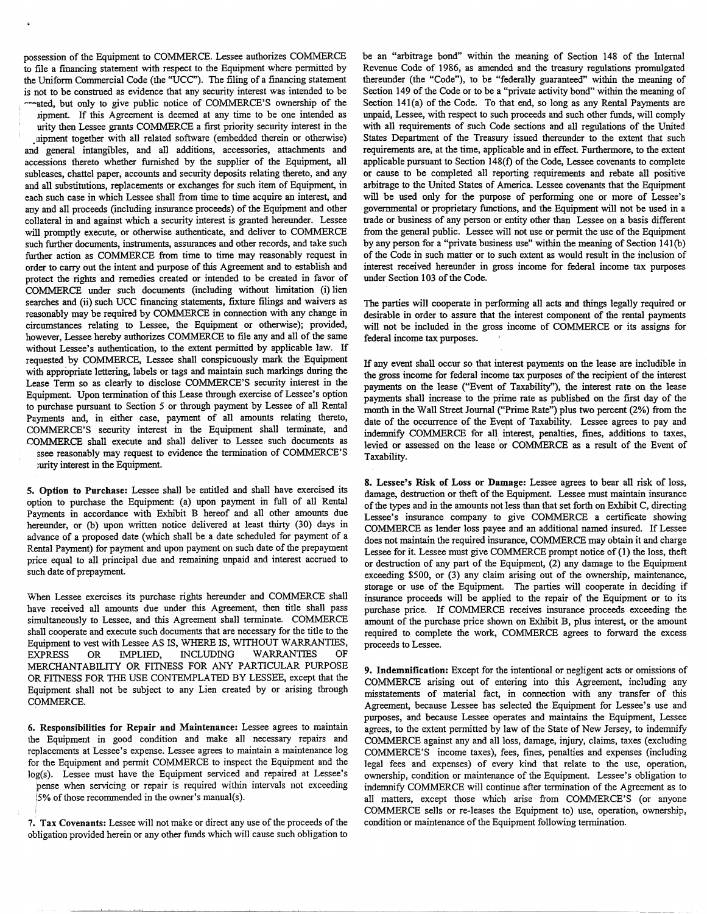possession of the Equipment to COMMERCE. Lessee authorizes COMMERCE to file a financing statement with respect to the Equipment where permitted by the Uniform Commercial Code (the "UCC"). The filing of a financing statement is not to be construed as evidence that any security interest was intended to be created, but only to give public notice of COMMERCE'S ownership of the Equipment. If this Agreement is deemed at any time to be one intended as security then Lessee grants COMMERCE a first priority security interest in the Equipment together with all related software (embedded therein or otherwise) and general intangibles, and all additions, accessories, attachments and accessions thereto whether furnished by the supplier of the Equipment, all subleases, chattel paper, accounts and security deposits relating thereto, and any and all substitutions, replacements or exchanges for such item of Equipment, in each such case in which Lessee shall from time to time acquire an interest, and any and all proceeds (including insurance proceeds) of the Equipment and other collateral in and against which a security interest is granted hereunder. Lessee will promptly execute, or otherwise authenticate, and deliver to COMMERCE such further documents, instruments, assurances and other records, and take such further action as COMMERCE from time to time may reasonably request in order to carry out the intent and purpose of this Agreement and to establish and protect the rights and remedies created or intended to be created in favor of COMMERCE under such documents (including without limitation (i) lien searches and (ii) such UCC financing statements, fixture filings and waivers as reasonably may be required by COMMERCE in connection with any change in circumstances relating to Lessee, the Equipment or otherwise); provided, however, Lessee hereby authorizes COMMERCE to file any and all of the same without Lessee's authentication, to the extent permitted by applicable law. If requested by COMMERCE, Lessee shall conspicuously mark the Equipment with appropriate lettering, labels or tags and maintain such markings during the Lease Term so as clearly to disclose COMMERCE'S security interest in the Equipment. Upon termination of this Lease through exercise of Lessee's option to purchase pursuant to Section 5 or through payment by Lessee of all Rental Payments and, in either case, payment of all amounts relating thereto, COMMERCE'S security interest in the Equipment shall terminate, and COMMERCE shall execute and shall deliver to Lessee such documents as Lessee reasonably may request to evidence the termination of COMMERCE'S security interest in the Equipment.

**5. Option to Purchase:** Lessee shall be entitled and shall have exercised its option to purchase the Equipment: (a) upon payment in full of all Rental Payments in accordance with Exhibit B hereof and all other amounts due hereunder, or (b) upon written notice delivered at least thirty (30) days in advance of a proposed date (which shall be a date scheduled for payment of a Rental Payment) for payment and upon payment on such date of the prepayment price equal to all principal due and remaining unpaid and interest accrued to such date of prepayment.

When Lessee exercises its purchase rights hereunder and COMMERCE shall have received all amounts due under this Agreement, then title shall pass simultaneously to Lessee, and this Agreement shall terminate. COMMERCE shall cooperate and execute such documents that are necessary for the title to the Equipment to vest with Lessee AS IS, WHERE IS, WITHOUT WARRANTIES, EXPRESS OR IMPLIED, INCLUDING WARRANTIES OF MERCHANTABILITY OR FITNESS FOR ANY PARTICULAR PURPOSE OR FITNESS FOR THE USE CONTEMPLATED BY LESSEE, except that the Equipment shall not be subject to any Lien created by or arising through COMMERCE.

**6. Responsibilities for Repair and Maintenance:** Lessee agrees to maintain the Equipment in good condition and make all necessary repairs and replacements at Lessee's expense. Lessee agrees to maintain a maintenance log for the Equipment and permit COMMERCE to inspect the Equipment and the log(s). Lessee must have the Equipment serviced and repaired at Lessee's expense when servicing or repair is required within intervals not exceeding 15% of those recommended in the owner's manual(s).

**7. Tax Covenants:** Lessee will not make or direct any use of the proceeds of the obligation provided herein or any other funds which will cause such obligation to be an "arbitrage bond" within the meaning of Section 148 of the Internal Revenue Code of 1986, as amended and the treasury regulations promulgated thereunder (the "Code"), to be "federally guaranteed" within the meaning of Section 149 of the Code or to be a "private activity bond" within the meaning of Section 141(a) of the Code. To that end, so long as any Rental Payments are unpaid, Lessee, with respect to such proceeds and such other funds, will comply with all requirements of such Code sections and all regulations of the United States Department of the Treasury issued thereunder to the extent that such requirements are, at the time, applicable and in effect. Furthermore, to the extent applicable pursuant to Section 148(f) of the Code, Lessee covenants to complete or cause to be completed all reporting requirements and rebate all positive arbitrage to the United States of America. Lessee covenants that the Equipment will be used only for the purpose of performing one or more of Lessee's governmental or proprietary functions, and the Equipment will not be used in a trade or business of any person or entity other than Lessee on a basis different from the general public. Lessee will not use or permit the use of the Equipment by any person for a "private business use" within the meaning of Section 141(b) of the Code in such matter or to such extent as would result in the inclusion of interest received hereunder in gross income for federal income tax purposes under Section 103 of the Code.

The parties will cooperate in performing all acts and things legally required or desirable in order to assure that the interest component of the rental payments will not be included in the gross income of COMMERCE or its assigns for federal income tax purposes.

If any event shall occur so that interest payments on the lease are includible in the gross income for federal income tax purposes of the recipient of the interest payments on the lease ("Event of Taxability"), the interest rate on the lease payments shall increase to the prime rate as published on the first day of the month in the Wall Street Journal ("Prime Rate") plus two percent (2%) from the date of the occurrence of the Event of Taxability. Lessee agrees to pay and indemnify COMMERCE for all interest, penalties, fines, additions to taxes, levied or assessed on the lease or COMMERCE as a result of the Event of Taxability.

**8. Lessee's Risk of Loss or Damage:** Lessee agrees to bear all risk of loss, damage, destruction or theft of the Equipment. Lessee must maintain insurance of the types and in the amounts not less than that set forth on Exhibit C, directing Lessee's insurance company to give COMMERCE a certificate showing COMMERCE as lender loss payee and an additional named insured. If Lessee does not maintain the required insurance, COMMERCE may obtain it and charge Lessee for it. Lessee must give COMMERCE prompt notice of (1) the loss, theft or destruction of any part of the Equipment, (2) any damage to the Equipment exceeding $500, or (3) any claim arising out of the ownership, maintenance, storage or use of the Equipment. The parties will cooperate in deciding if insurance proceeds will be applied to the repair of the Equipment or to its purchase price. If COMMERCE receives insurance proceeds exceeding the amount of the purchase price shown on Exhibit B, plus interest, or the amount required to complete the work, COMMERCE agrees to forward the excess proceeds to Lessee.

**9. Indemnification:** Except for the intentional or negligent acts or omissions of COMMERCE arising out of entering into this Agreement, including any misstatements of material fact, in connection with any transfer of this Agreement, because Lessee has selected the Equipment for Lessee's use and purposes, and because Lessee operates and maintains the Equipment, Lessee agrees, to the extent permitted by law of the State of New Jersey, to indemnify COMMERCE against any and all loss, damage, injury, claims, taxes (excluding COMMERCE'S income taxes), fees, fines, penalties and expenses (including legal fees and expenses) of every kind that relate to the use, operation, ownership, condition or maintenance of the Equipment. Lessee's obligation to indemnify COMMERCE will continue after termination of the Agreement as to all matters, except those which arise from COMMERCE'S (or anyone COMMERCE sells or re-leases the Equipment to) use, operation, ownership, condition or maintenance of the Equipment following termination.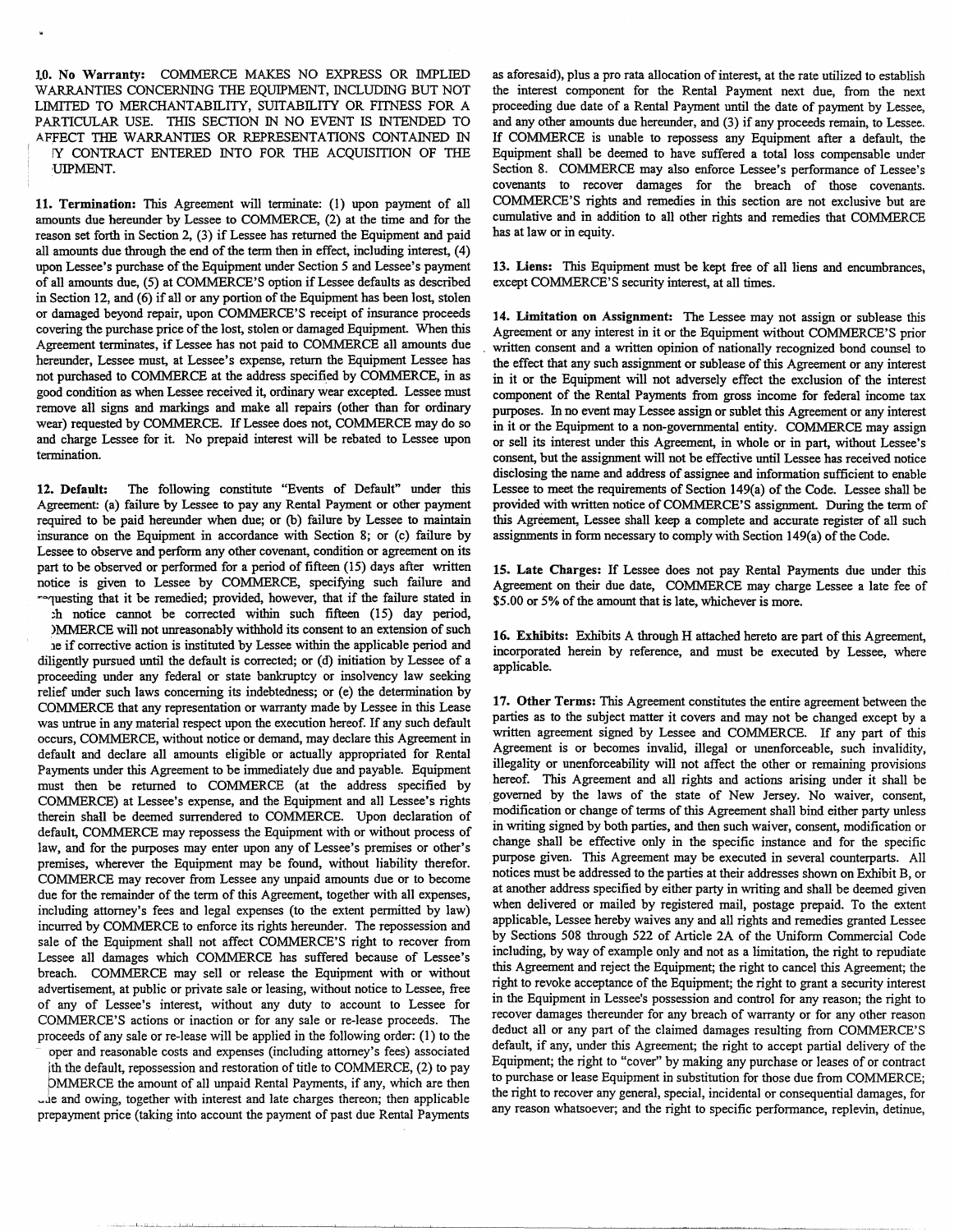**10. No Warranty:** COMMERCE MAKES NO EXPRESS OR IMPLIED WARRANTIES CONCERNING THE EQUIPMENT, INCLUDING BUT NOT LIMITED TO MERCHANTABILITY, SUITABILITY OR FITNESS FOR A PARTICULAR USE. THIS SECTION IN NO EVENT IS INTENDED TO AFFECT THE WARRANTIES OR REPRESENTATIONS CONTAINED IN IY CONTRACT ENTERED INTO FOR THE ACQUISITION OF THE UIPMENT.

**11. Termination:** This Agreement will terminate: (1) upon payment of all amounts due hereunder by Lessee to COMMERCE, (2) at the time and for the reason set forth in Section 2, (3) if Lessee has returned the Equipment and paid all amounts due through the end of the term then in effect, including interest, (4) upon Lessee's purchase of the Equipment under Section 5 and Lessee's payment of all amounts due, (5) at COMMERCE'S option if Lessee defaults as described in Section 12, and (6) if all or any portion of the Equipment has been lost, stolen or damaged beyond repair, upon COMMERCE'S receipt of insurance proceeds covering the purchase price of the lost, stolen or damaged Equipment. When this Agreement terminates, if Lessee has not paid to COMMERCE all amounts due hereunder, Lessee must, at Lessee's expense, return the Equipment Lessee has not purchased to COMMERCE at the address specified by COMMERCE, in as good condition as when Lessee received it, ordinary wear excepted. Lessee must remove all signs and markings and make all repairs (other than for ordinary wear) requested by COMMERCE. If Lessee does not, COMMERCE may do so and charge Lessee for it. No prepaid interest will be rebated to Lessee upon termination.

**12. Default:** The following constitute "Events of Default" under this Agreement: (a) failure by Lessee to pay any Rental Payment or other payment required to be paid hereunder when due; or (b) failure by Lessee to maintain insurance on the Equipment in accordance with Section 8; or (c) failure by Lessee to observe and perform any other covenant, condition or agreement on its part to be observed or performed for a period of fifteen (15) days after written notice is given to Lessee by COMMERCE, specifying such failure and requesting that it be remedied; provided, however, that if the failure stated in such notice cannot be corrected within such fifteen (15) day period, COMMERCE will not unreasonably withhold its consent to an extension of such time if corrective action is instituted by Lessee within the applicable period and diligently pursued until the default is corrected; or (d) initiation by Lessee of a proceeding under any federal or state bankruptcy or insolvency law seeking relief under such laws concerning its indebtedness; or (e) the determination by COMMERCE that any representation or warranty made by Lessee in this Lease was untrue in any material respect upon the execution hereof. If any such default occurs, COMMERCE, without notice or demand, may declare this Agreement in default and declare all amounts eligible or actually appropriated for Rental Payments under this Agreement to be immediately due and payable. Equipment must then be returned to COMMERCE (at the address specified by COMMERCE) at Lessee's expense, and the Equipment and all Lessee's rights therein shall be deemed surrendered to COMMERCE. Upon declaration of default, COMMERCE may repossess the Equipment with or without process of law, and for the purposes may enter upon any of Lessee's premises or other's premises, wherever the Equipment may be found, without liability therefor. COMMERCE may recover from Lessee any unpaid amounts due or to become due for the remainder of the term of this Agreement, together with all expenses, including attorney's fees and legal expenses (to the extent permitted by law) incurred by COMMERCE to enforce its rights hereunder. The repossession and sale of the Equipment shall not affect COMMERCE'S right to recover from Lessee all damages which COMMERCE has suffered because of Lessee's breach. COMMERCE may sell or release the Equipment with or without advertisement, at public or private sale or leasing, without notice to Lessee, free of any of Lessee's interest, without any duty to account to Lessee for COMMERCE'S actions or inaction or for any sale or re-lease proceeds. The proceeds of any sale or re-lease will be applied in the following order: (1) to the proper and reasonable costs and expenses (including attorney's fees) associated with the default, repossession and restoration of title to COMMERCE, (2) to pay COMMERCE the amount of all unpaid Rental Payments, if any, which are then due and owing, together with interest and late charges thereon; then applicable prepayment price (taking into account the payment of past due Rental Payments as aforesaid), plus a pro rata allocation of interest, at the rate utilized to establish the interest component for the Rental Payment next due, from the next proceeding due date of a Rental Payment until the date of payment by Lessee, and any other amounts due hereunder, and (3) if any proceeds remain, to Lessee. If COMMERCE is unable to repossess any Equipment after a default, the Equipment shall be deemed to have suffered a total loss compensable under Section 8. COMMERCE may also enforce Lessee's performance of Lessee's covenants to recover damages for the breach of those covenants. COMMERCE'S rights and remedies in this section are not exclusive but are cumulative and in addition to all other rights and remedies that COMMERCE has at law or in equity.

**13. Liens:** This Equipment must be kept free of all liens and encumbrances, except COMMERCE'S security interest, at all times.

**14. Limitation on Assignment:** The Lessee may not assign or sublease this Agreement or any interest in it or the Equipment without COMMERCE'S prior written consent and a written opinion of nationally recognized bond counsel to the effect that any such assignment or sublease of this Agreement or any interest in it or the Equipment will not adversely effect the exclusion of the interest component of the Rental Payments from gross income for federal income tax purposes. In no event may Lessee assign or sublet this Agreement or any interest in it or the Equipment to a non-governmental entity. COMMERCE may assign or sell its interest under this Agreement, in whole or in part, without Lessee's consent, but the assignment will not be effective until Lessee has received notice disclosing the name and address of assignee and information sufficient to enable Lessee to meet the requirements of Section 149(a) of the Code. Lessee shall be provided with written notice of COMMERCE'S assignment. During the term of this Agreement, Lessee shall keep a complete and accurate register of all such assignments in form necessary to comply with Section 149(a) of the Code.

**15. Late Charges:** If Lessee does not pay Rental Payments due under this Agreement on their due date, COMMERCE may charge Lessee a late fee of $5.00 or 5% of the amount that is late, whichever is more.

**16. Exhibits:** Exhibits A through H attached hereto are part of this Agreement, incorporated herein by reference, and must be executed by Lessee, where applicable.

**17. Other Terms:** This Agreement constitutes the entire agreement between the parties as to the subject matter it covers and may not be changed except by a written agreement signed by Lessee and COMMERCE. If any part of this Agreement is or becomes invalid, illegal or unenforceable, such invalidity, illegality or unenforceability will not affect the other or remaining provisions hereof. This Agreement and all rights and actions arising under it shall be governed by the laws of the state of New Jersey. No waiver, consent, modification or change of terms of this Agreement shall bind either party unless in writing signed by both parties, and then such waiver, consent, modification or change shall be effective only in the specific instance and for the specific purpose given. This Agreement may be executed in several counterparts. All notices must be addressed to the parties at their addresses shown on Exhibit B, or at another address specified by either party in writing and shall be deemed given when delivered or mailed by registered mail, postage prepaid. To the extent applicable, Lessee hereby waives any and all rights and remedies granted Lessee by Sections 508 through 522 of Article 2A of the Uniform Commercial Code including, by way of example only and not as a limitation, the right to repudiate this Agreement and reject the Equipment; the right to cancel this Agreement; the right to revoke acceptance of the Equipment; the right to grant a security interest in the Equipment in Lessee's possession and control for any reason; the right to recover damages thereunder for any breach of warranty or for any other reason deduct all or any part of the claimed damages resulting from COMMERCE'S default, if any, under this Agreement; the right to accept partial delivery of the Equipment; the right to "cover" by making any purchase or leases of or contract to purchase or lease Equipment in substitution for those due from COMMERCE; the right to recover any general, special, incidental or consequential damages, for any reason whatsoever; and the right to specific performance, replevin, detinue,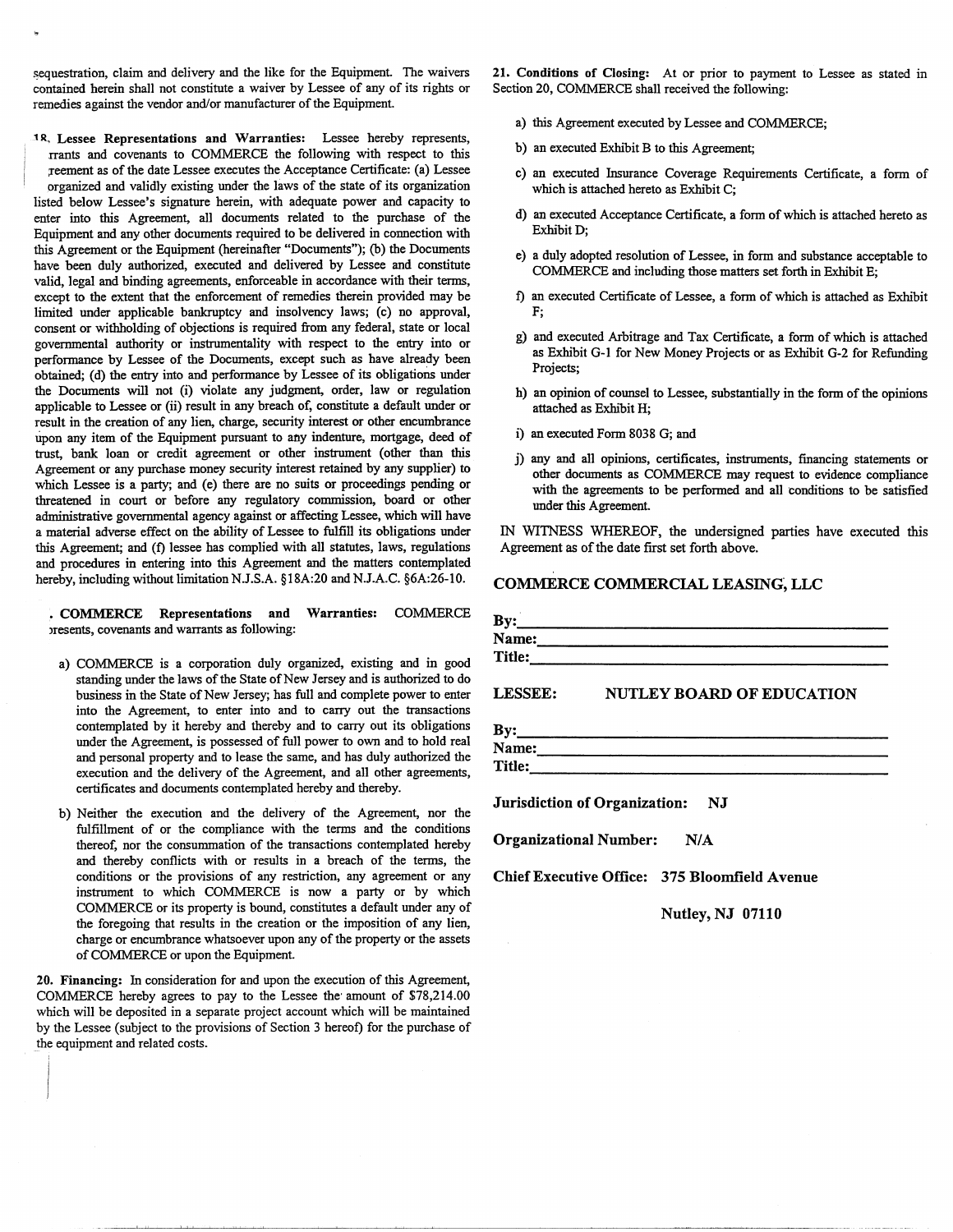sequestration, claim and delivery and the like for the Equipment. The waivers contained herein shall not constitute a waiver by Lessee of any of its rights or remedies against the vendor and/or manufacturer of the Equipment.

**18. Lessee Representations and Warranties:** Lessee hereby represents, rrants and covenants to COMMERCE the following with respect to this reement as of the date Lessee executes the Acceptance Certificate: (a) Lessee organized and validly existing under the laws of the state of its organization listed below Lessee's signature herein, with adequate power and capacity to enter into this Agreement, all documents related to the purchase of the Equipment and any other documents required to be delivered in connection with this Agreement or the Equipment (hereinafter "Documents"); (b) the Documents have been duly authorized, executed and delivered by Lessee and constitute valid, legal and binding agreements, enforceable in accordance with their terms, except to the extent that the enforcement of remedies therein provided may be limited under applicable bankruptcy and insolvency laws; (c) no approval, consent or withholding of objections is required from any federal, state or local governmental authority or instrumentality with respect to the entry into or performance by Lessee of the Documents, except such as have already been obtained; (d) the entry into and performance by Lessee of its obligations under the Documents will not (i) violate any judgment, order, law or regulation applicable to Lessee or (ii) result in any breach of, constitute a default under or result in the creation of any lien, charge, security interest or other encumbrance upon any item of the Equipment pursuant to any indenture, mortgage, deed of trust, bank loan or credit agreement or other instrument (other than this Agreement or any purchase money security interest retained by any supplier) to which Lessee is a party; and (e) there are no suits or proceedings pending or threatened in court or before any regulatory commission, board or other administrative governmental agency against or affecting Lessee, which will have a material adverse effect on the ability of Lessee to fulfill its obligations under this Agreement; and (f) lessee has complied with all statutes, laws, regulations and procedures in entering into this Agreement and the matters contemplated hereby, including without limitation N.J.S.A. §18A:20 and N.J.A.C. §6A:26-10.

**. COMMERCE Representations and Warranties:** COMMERCE resents, covenants and warrants as following:

a) COMMERCE is a corporation duly organized, existing and in good standing under the laws of the State of New Jersey and is authorized to do business in the State of New Jersey; has full and complete power to enter into the Agreement, to enter into and to carry out the transactions contemplated by it hereby and thereby and to carry out its obligations under the Agreement, is possessed of full power to own and to hold real and personal property and to lease the same, and has duly authorized the execution and the delivery of the Agreement, and all other agreements, certificates and documents contemplated hereby and thereby.

b) Neither the execution and the delivery of the Agreement, nor the fulfillment of or the compliance with the terms and the conditions thereof, nor the consummation of the transactions contemplated hereby and thereby conflicts with or results in a breach of the terms, the conditions or the provisions of any restriction, any agreement or any instrument to which COMMERCE is now a party or by which COMMERCE or its property is bound, constitutes a default under any of the foregoing that results in the creation or the imposition of any lien, charge or encumbrance whatsoever upon any of the property or the assets of COMMERCE or upon the Equipment.

**20. Financing:** In consideration for and upon the execution of this Agreement, COMMERCE hereby agrees to pay to the Lessee the amount of $78,214.00 which will be deposited in a separate project account which will be maintained by the Lessee (subject to the provisions of Section 3 hereof) for the purchase of the equipment and related costs.

**21. Conditions of Closing:** At or prior to payment to Lessee as stated in Section 20, COMMERCE shall received the following:

a) this Agreement executed by Lessee and COMMERCE;

b) an executed Exhibit B to this Agreement;

c) an executed Insurance Coverage Requirements Certificate, a form of which is attached hereto as Exhibit C;

d) an executed Acceptance Certificate, a form of which is attached hereto as Exhibit D;

e) a duly adopted resolution of Lessee, in form and substance acceptable to COMMERCE and including those matters set forth in Exhibit E;

f) an executed Certificate of Lessee, a form of which is attached as Exhibit F;

g) and executed Arbitrage and Tax Certificate, a form of which is attached as Exhibit G-1 for New Money Projects or as Exhibit G-2 for Refunding Projects;

h) an opinion of counsel to Lessee, substantially in the form of the opinions attached as Exhibit H;

i) an executed Form 8038 G; and

j) any and all opinions, certificates, instruments, financing statements or other documents as COMMERCE may request to evidence compliance with the agreements to be performed and all conditions to be satisfied under this Agreement.

IN WITNESS WHEREOF, the undersigned parties have executed this Agreement as of the date first set forth above.

**COMMERCE COMMERCIAL LEASING, LLC**

**By:**\_\_\_\_\_\_\_\_\_\_\_\_\_\_\_\_\_\_\_\_
**Name:**\_\_\_\_\_\_\_\_\_\_\_\_\_\_\_\_\_\_\_\_
**Title:**\_\_\_\_\_\_\_\_\_\_\_\_\_\_\_\_\_\_\_\_

**LESSEE: NUTLEY BOARD OF EDUCATION**

**By:**\_\_\_\_\_\_\_\_\_\_\_\_\_\_\_\_\_\_\_\_
**Name:**\_\_\_\_\_\_\_\_\_\_\_\_\_\_\_\_\_\_\_\_
**Title:**\_\_\_\_\_\_\_\_\_\_\_\_\_\_\_\_\_\_\_\_

**Jurisdiction of Organization: NJ**

**Organizational Number: N/A**

**Chief Executive Office: 375 Bloomfield Avenue**

**Nutley, NJ 07110**